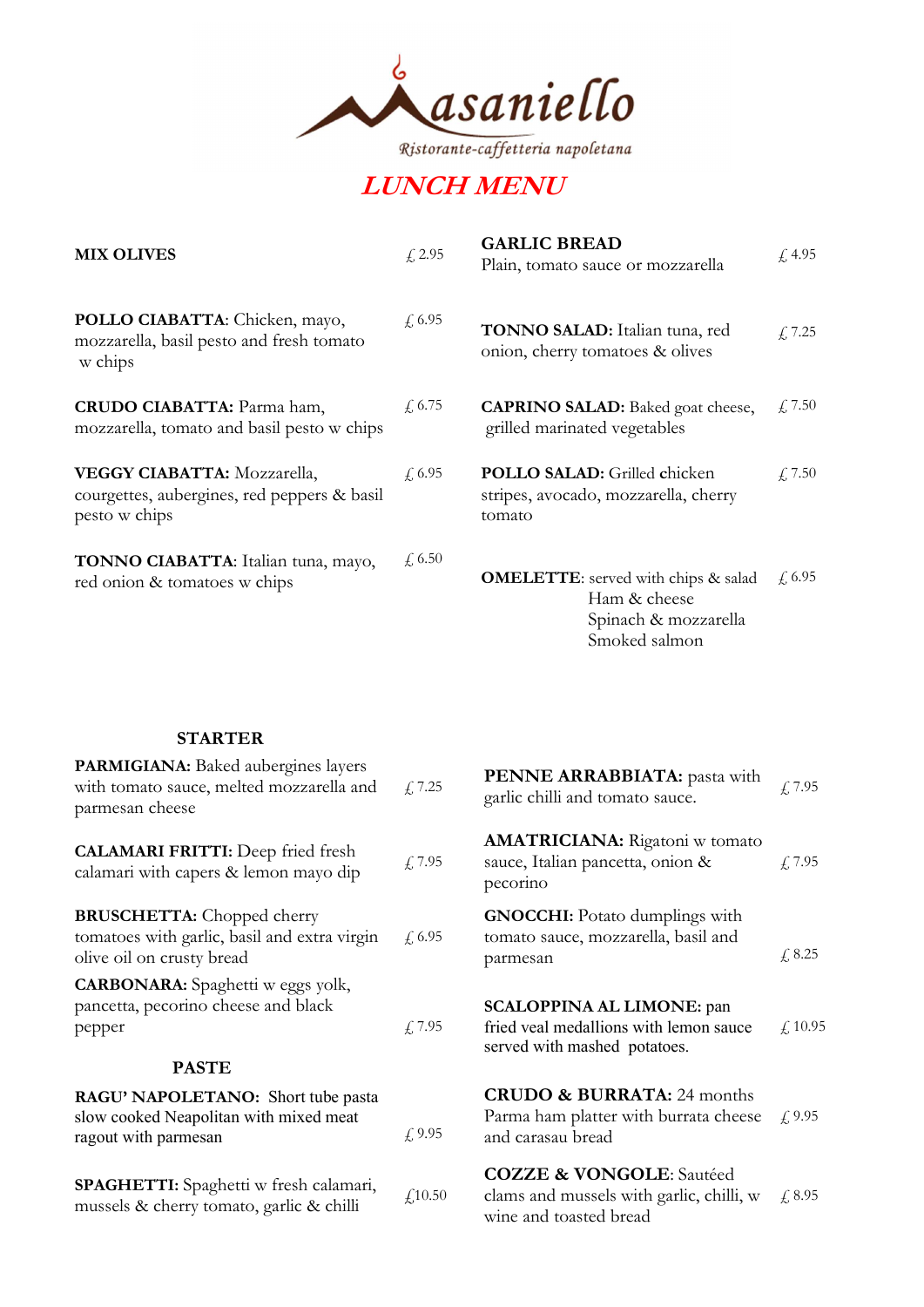# Masaniello

*Ristorante-caffetteria napoletana*

## *LUNCH MENU*

**MIX OLIVES** £ 2.95

**POLLO CIABATTA**: Chicken, mayo, mozzarella, basil pesto and fresh tomato w chips £ 6.95

**CRUDO CIABATTA:** Parma ham, mozzarella, tomato and basil pesto w chips £ 6.75

**VEGGY CIABATTA:** Mozzarella, courgettes, aubergines, red peppers & basil pesto w chips £ 6.95

**TONNO CIABATTA**: Italian tuna, mayo, red onion & tomatoes w chips £ 6.50

**GARLIC BREAD** Plain, tomato sauce or mozzarella £ 4.95

**TONNO SALAD:** Italian tuna, red onion, cherry tomatoes & olives £ 7.25

**CAPRINO SALAD:** Baked goat cheese, grilled marinated vegetables £ 7.50

**POLLO SALAD:** Grilled chicken stripes, avocado, mozzarella, cherry tomato £ 7.50

**OMELETTE**: served with chips & salad £ 6.95
- Ham & cheese
- Spinach & mozzarella
- Smoked salmon

### STARTER

**PARMIGIANA:** Baked aubergines layers with tomato sauce, melted mozzarella and parmesan cheese £ 7.25

**CALAMARI FRITTI:** Deep fried fresh calamari with capers & lemon mayo dip £ 7.95

**BRUSCHETTA:** Chopped cherry tomatoes with garlic, basil and extra virgin olive oil on crusty bread £ 6.95

**CARBONARA:** Spaghetti w eggs yolk, pancetta, pecorino cheese and black pepper £ 7.95

### PASTE

**RAGU' NAPOLETANO:** Short tube pasta slow cooked Neapolitan with mixed meat ragout with parmesan £ 9.95

**SPAGHETTI:** Spaghetti w fresh calamari, mussels & cherry tomato, garlic & chilli £10.50

**PENNE ARRABBIATA:** pasta with garlic chilli and tomato sauce. £ 7.95

**AMATRICIANA:** Rigatoni w tomato sauce, Italian pancetta, onion & pecorino £ 7.95

**GNOCCHI:** Potato dumplings with tomato sauce, mozzarella, basil and parmesan £ 8.25

**SCALOPPINA AL LIMONE:** pan fried veal medallions with lemon sauce served with mashed potatoes. £ 10.95

**CRUDO & BURRATA:** 24 months Parma ham platter with burrata cheese and carasau bread £ 9.95

**COZZE & VONGOLE**: Sautéed clams and mussels with garlic, chilli, w wine and toasted bread £ 8.95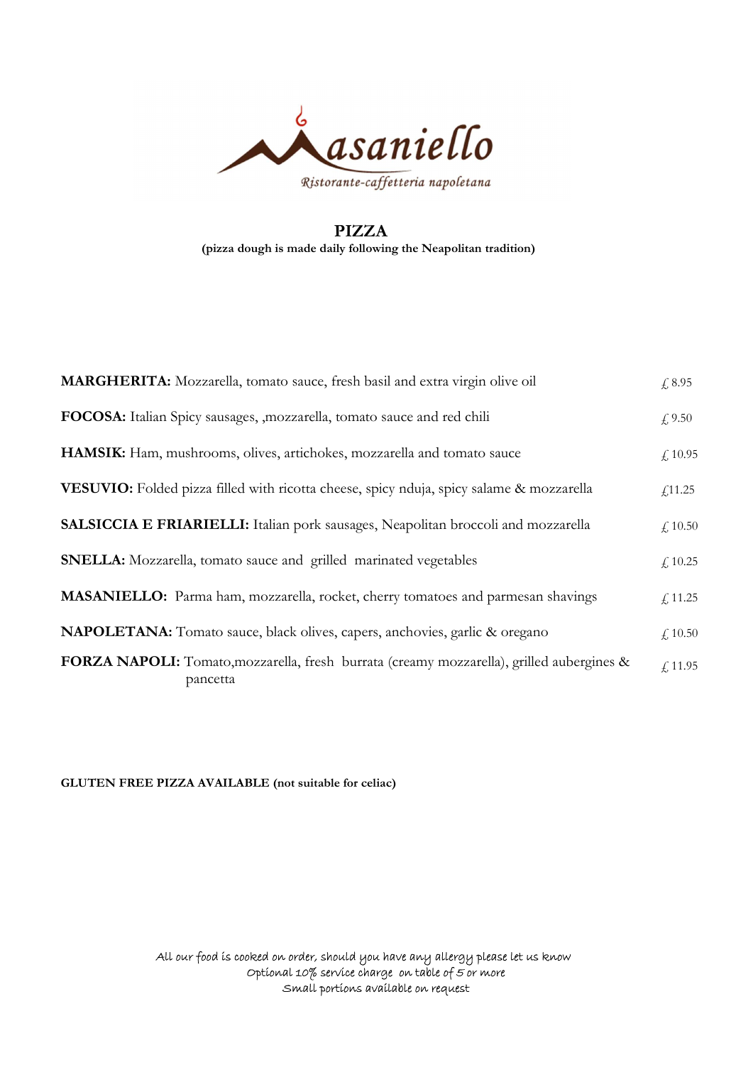Masaniello

*Ristorante-caffetteria napoletana*

# PIZZA

**(pizza dough is made daily following the Neapolitan tradition)**

| | |
|---|---|
| **MARGHERITA:** Mozzarella, tomato sauce, fresh basil and extra virgin olive oil | £ 8.95 |
| **FOCOSA:** Italian Spicy sausages, ,mozzarella, tomato sauce and red chili | £ 9.50 |
| **HAMSIK:** Ham, mushrooms, olives, artichokes, mozzarella and tomato sauce | £ 10.95 |
| **VESUVIO:** Folded pizza filled with ricotta cheese, spicy nduja, spicy salame & mozzarella | £11.25 |
| **SALSICCIA E FRIARIELLI:** Italian pork sausages, Neapolitan broccoli and mozzarella | £ 10.50 |
| **SNELLA:** Mozzarella, tomato sauce and grilled marinated vegetables | £ 10.25 |
| **MASANIELLO:** Parma ham, mozzarella, rocket, cherry tomatoes and parmesan shavings | £ 11.25 |
| **NAPOLETANA:** Tomato sauce, black olives, capers, anchovies, garlic & oregano | £ 10.50 |
| **FORZA NAPOLI:** Tomato,mozzarella, fresh burrata (creamy mozzarella), grilled aubergines & pancetta | £ 11.95 |

**GLUTEN FREE PIZZA AVAILABLE (not suitable for celiac)**

*All our food is cooked on order, should you have any allergy please let us know*
*Optional 10% service charge on table of 5 or more*
*Small portions available on request*